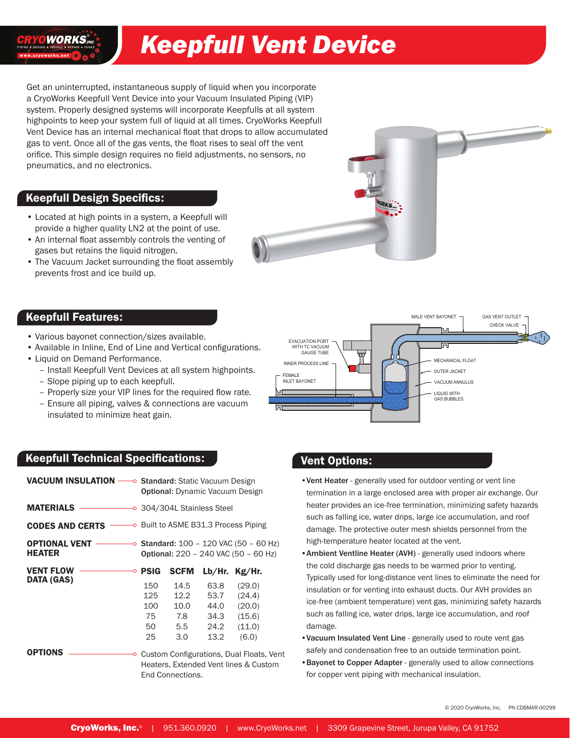# Keepfull Vent Device

Get an uninterrupted, instantaneous supply of liquid when you incorporate a CryoWorks Keepfull Vent Device into your Vacuum Insulated Piping (VIP) system. Properly designed systems will incorporate Keepfulls at all system highpoints to keep your system full of liquid at all times. CryoWorks Keepfull Vent Device has an internal mechanical float that drops to allow accumulated gas to vent. Once all of the gas vents, the float rises to seal off the vent orifice. This simple design requires no field adjustments, no sensors, no pneumatics, and no electronics.

## Keepfull Design Specifics:

- Located at high points in a system, a Keepfull will provide a higher quality LN2 at the point of use.
- An internal float assembly controls the venting of gases but retains the liquid nitrogen.
- The Vacuum Jacket surrounding the float assembly prevents frost and ice build up.

## Keepfull Features:

- Various bayonet connection/sizes available.
- Available in Inline, End of Line and Vertical configurations.
- Liquid on Demand Performance.
  - Install Keepfull Vent Devices at all system highpoints.
  - Slope piping up to each keepfull.
  - Properly size your VIP lines for the required flow rate.
  - Ensure all piping, valves & connections are vacuum insulated to minimize heat gain.

MALE VENT BAYONET, GAS VENT OUTLET CHECK VALVE, EVACUATION PORT WITH TC VACUUM GAUGE TUBE, INNER PROCESS LINE, FEMALE INLET BAYONET, MECHANICAL FLOAT, OUTER JACKET, VACUUM ANNULUS, LIQUID WITH GAS BUBBLES

## Keepfull Technical Specifications:

**VACUUM INSULATION** — **Standard:** Static Vacuum Design; **Optional:** Dynamic Vacuum Design

**MATERIALS** — 304/304L Stainless Steel

**CODES AND CERTS** — Built to ASME B31.3 Process Piping

**OPTIONAL VENT HEATER** — **Standard:** 100 – 120 VAC (50 – 60 Hz); **Optional:** 220 – 240 VAC (50 – 60 Hz)

**VENT FLOW DATA (GAS)**

| PSIG | SCFM | Lb/Hr. | Kg/Hr. |
|---|---|---|---|
| 150 | 14.5 | 63.8 | (29.0) |
| 125 | 12.2 | 53.7 | (24.4) |
| 100 | 10.0 | 44.0 | (20.0) |
| 75 | 7.8 | 34.3 | (15.6) |
| 50 | 5.5 | 24.2 | (11.0) |
| 25 | 3.0 | 13.2 | (6.0) |

**OPTIONS** — Custom Configurations, Dual Floats, Vent Heaters, Extended Vent lines & Custom End Connections.

## Vent Options:

- **Vent Heater** - generally used for outdoor venting or vent line termination in a large enclosed area with proper air exchange. Our heater provides an ice-free termination, minimizing safety hazards such as falling ice, water drips, large ice accumulation, and roof damage. The protective outer mesh shields personnel from the high-temperature heater located at the vent.
- **Ambient Ventline Heater (AVH)** - generally used indoors where the cold discharge gas needs to be warmed prior to venting. Typically used for long-distance vent lines to eliminate the need for insulation or for venting into exhaust ducts. Our AVH provides an ice-free (ambient temperature) vent gas, minimizing safety hazards such as falling ice, water drips, large ice accumulation, and roof damage.
- **Vacuum Insulated Vent Line** - generally used to route vent gas safely and condensation free to an outside termination point.
- **Bayonet to Copper Adapter** - generally used to allow connections for copper vent piping with mechanical insulation.

© 2020 CryoWorks, Inc. PN CDBMAR-00299

CryoWorks, Inc.® | 951.360.0920 | www.CryoWorks.net | 3309 Grapevine Street, Jurupa Valley, CA 91752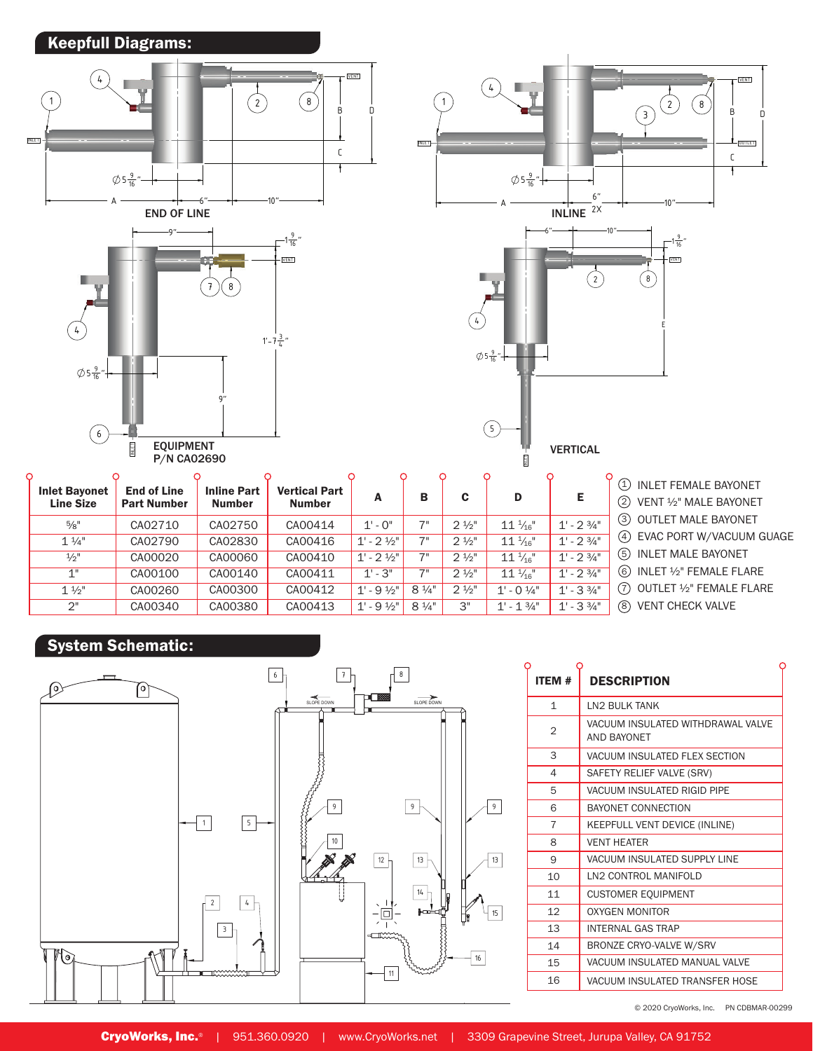## Keepfull Diagrams:

END OF LINE

INLINE

EQUIPMENT
P/N CA02690

VERTICAL

| Inlet Bayonet Line Size | End of Line Part Number | Inline Part Number | Vertical Part Number | A | B | C | D | E |
|---|---|---|---|---|---|---|---|---|
| ⅝" | CA02710 | CA02750 | CA00414 | 1' - 0" | 7" | 2 ½" | 11 ¹⁄₁₆" | 1' - 2 ¾" |
| 1 ¼" | CA02790 | CA02830 | CA00416 | 1' - 2 ½" | 7" | 2 ½" | 11 ¹⁄₁₆" | 1' - 2 ¾" |
| ½" | CA00020 | CA00060 | CA00410 | 1' - 2 ½" | 7" | 2 ½" | 11 ¹⁄₁₆" | 1' - 2 ¾" |
| 1" | CA00100 | CA00140 | CA00411 | 1' - 3" | 7" | 2 ½" | 11 ¹⁄₁₆" | 1' - 2 ¾" |
| 1 ½" | CA00260 | CA00300 | CA00412 | 1' - 9 ½" | 8 ¼" | 2 ½" | 1' - 0 ¼" | 1' - 3 ¾" |
| 2" | CA00340 | CA00380 | CA00413 | 1' - 9 ½" | 8 ¼" | 3" | 1' - 1 ¾" | 1' - 3 ¾" |

1. INLET FEMALE BAYONET
2. VENT ½" MALE BAYONET
3. OUTLET MALE BAYONET
4. EVAC PORT W/VACUUM GUAGE
5. INLET MALE BAYONET
6. INLET ½" FEMALE FLARE
7. OUTLET ½" FEMALE FLARE
8. VENT CHECK VALVE

## System Schematic:

| ITEM # | DESCRIPTION |
|---|---|
| 1 | LN2 BULK TANK |
| 2 | VACUUM INSULATED WITHDRAWAL VALVE AND BAYONET |
| 3 | VACUUM INSULATED FLEX SECTION |
| 4 | SAFETY RELIEF VALVE (SRV) |
| 5 | VACUUM INSULATED RIGID PIPE |
| 6 | BAYONET CONNECTION |
| 7 | KEEPFULL VENT DEVICE (INLINE) |
| 8 | VENT HEATER |
| 9 | VACUUM INSULATED SUPPLY LINE |
| 10 | LN2 CONTROL MANIFOLD |
| 11 | CUSTOMER EQUIPMENT |
| 12 | OXYGEN MONITOR |
| 13 | INTERNAL GAS TRAP |
| 14 | BRONZE CRYO-VALVE W/SRV |
| 15 | VACUUM INSULATED MANUAL VALVE |
| 16 | VACUUM INSULATED TRANSFER HOSE |

© 2020 CryoWorks, Inc. PN CDBMAR-00299

CryoWorks, Inc.® | 951.360.0920 | www.CryoWorks.net | 3309 Grapevine Street, Jurupa Valley, CA 91752